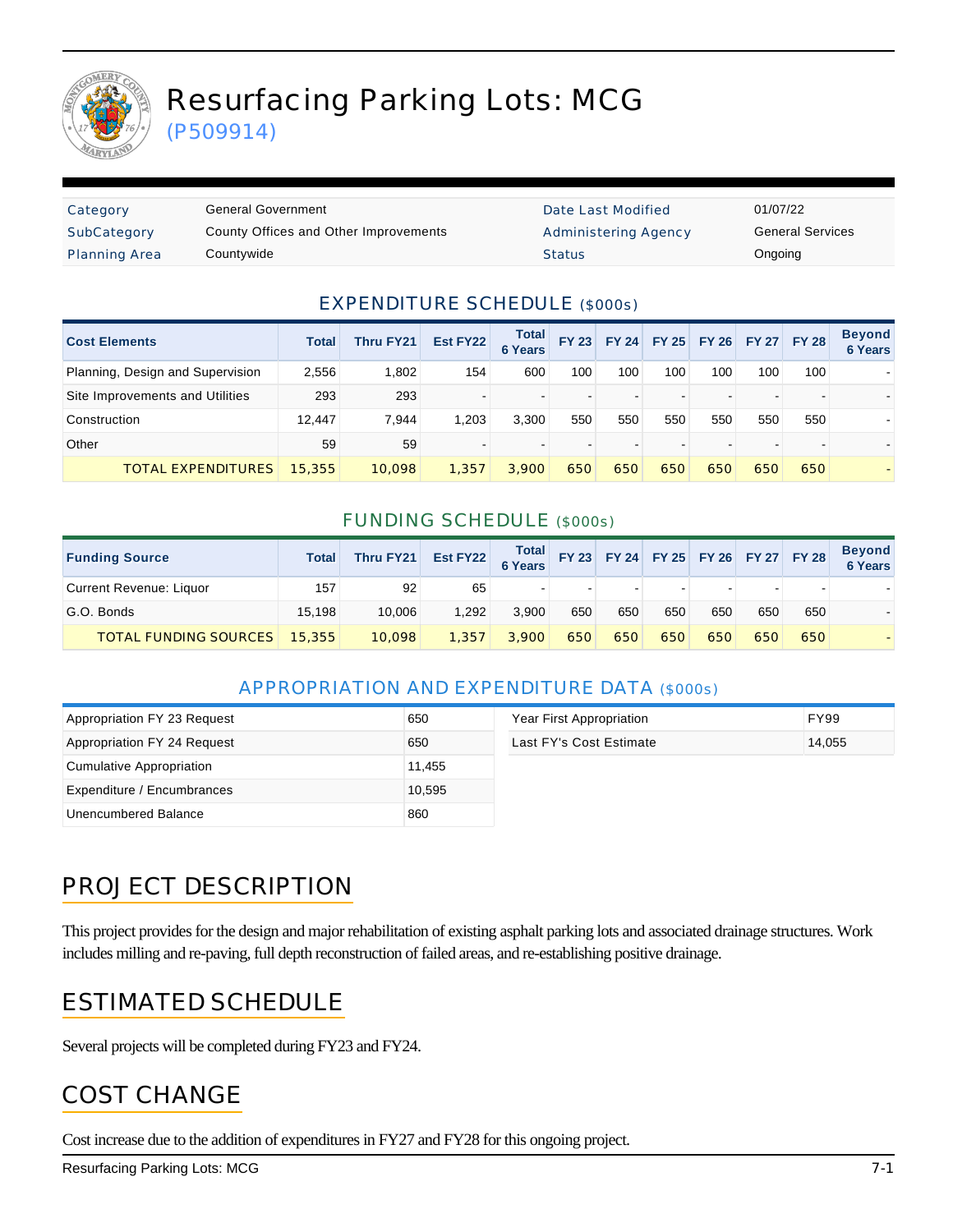# Resurfacing Parking Lots: MCG

(P509914)

| Category | General Government | Date Last Modified | 01/07/22 |
|---|---|---|---|
| SubCategory | County Offices and Other Improvements | Administering Agency | General Services |
| Planning Area | Countywide | Status | Ongoing |

## EXPENDITURE SCHEDULE ($000s)

| Cost Elements | Total | Thru FY21 | Est FY22 | Total 6 Years | FY 23 | FY 24 | FY 25 | FY 26 | FY 27 | FY 28 | Beyond 6 Years |
|---|---|---|---|---|---|---|---|---|---|---|---|
| Planning, Design and Supervision | 2,556 | 1,802 | 154 | 600 | 100 | 100 | 100 | 100 | 100 | 100 | - |
| Site Improvements and Utilities | 293 | 293 | - | - | - | - | - | - | - | - | - |
| Construction | 12,447 | 7,944 | 1,203 | 3,300 | 550 | 550 | 550 | 550 | 550 | 550 | - |
| Other | 59 | 59 | - | - | - | - | - | - | - | - | - |
| TOTAL EXPENDITURES | 15,355 | 10,098 | 1,357 | 3,900 | 650 | 650 | 650 | 650 | 650 | 650 | - |

## FUNDING SCHEDULE ($000s)

| Funding Source | Total | Thru FY21 | Est FY22 | Total 6 Years | FY 23 | FY 24 | FY 25 | FY 26 | FY 27 | FY 28 | Beyond 6 Years |
|---|---|---|---|---|---|---|---|---|---|---|---|
| Current Revenue: Liquor | 157 | 92 | 65 | - | - | - | - | - | - | - | - |
| G.O. Bonds | 15,198 | 10,006 | 1,292 | 3,900 | 650 | 650 | 650 | 650 | 650 | 650 | - |
| TOTAL FUNDING SOURCES | 15,355 | 10,098 | 1,357 | 3,900 | 650 | 650 | 650 | 650 | 650 | 650 | - |

## APPROPRIATION AND EXPENDITURE DATA ($000s)

| | |
|---|---|
| Appropriation FY 23 Request | 650 |
| Appropriation FY 24 Request | 650 |
| Cumulative Appropriation | 11,455 |
| Expenditure / Encumbrances | 10,595 |
| Unencumbered Balance | 860 |

| | |
|---|---|
| Year First Appropriation | FY99 |
| Last FY's Cost Estimate | 14,055 |

## PROJECT DESCRIPTION

This project provides for the design and major rehabilitation of existing asphalt parking lots and associated drainage structures. Work includes milling and re-paving, full depth reconstruction of failed areas, and re-establishing positive drainage.

## ESTIMATED SCHEDULE

Several projects will be completed during FY23 and FY24.

## COST CHANGE

Cost increase due to the addition of expenditures in FY27 and FY28 for this ongoing project.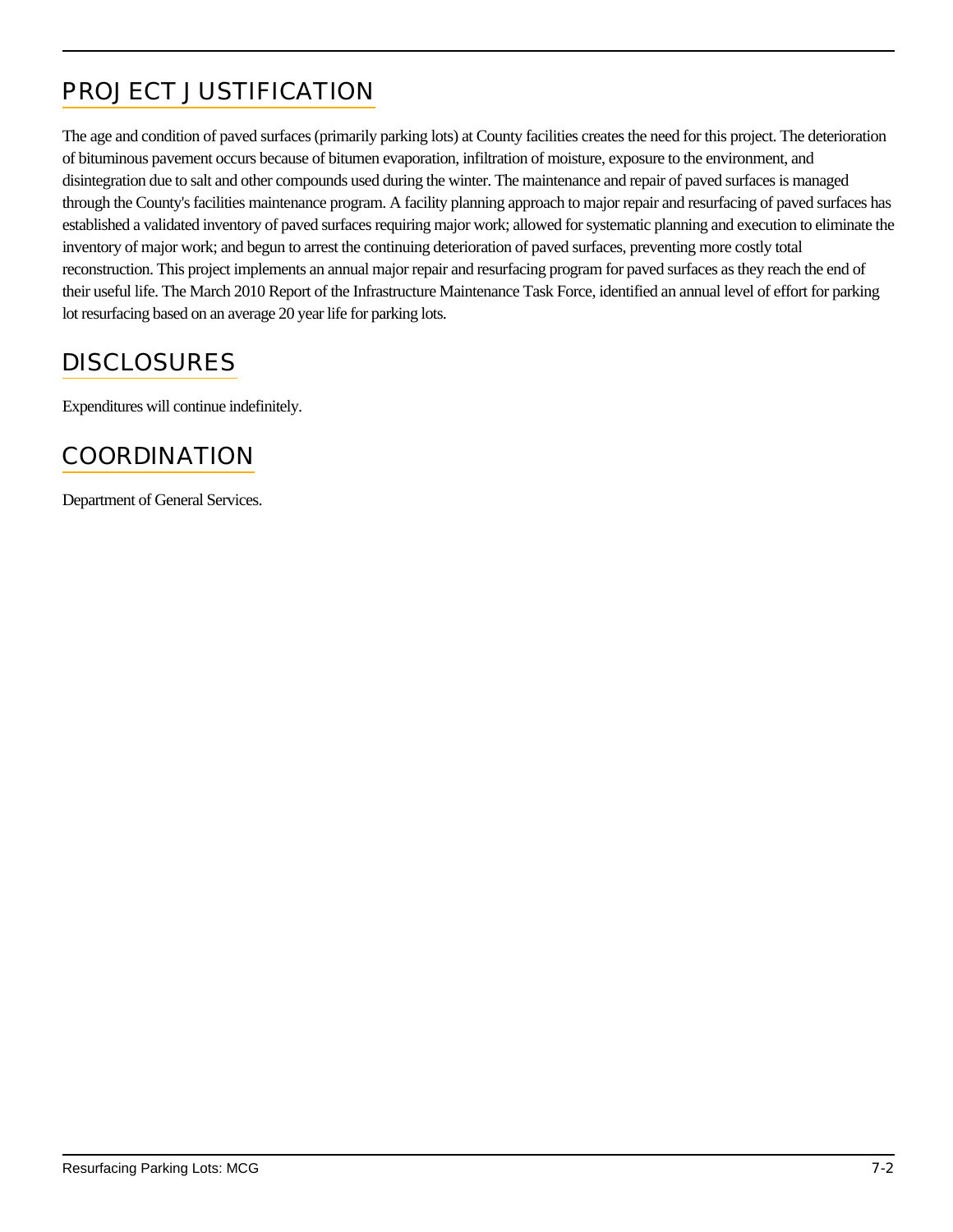## PROJECT JUSTIFICATION

The age and condition of paved surfaces (primarily parking lots) at County facilities creates the need for this project. The deterioration of bituminous pavement occurs because of bitumen evaporation, infiltration of moisture, exposure to the environment, and disintegration due to salt and other compounds used during the winter. The maintenance and repair of paved surfaces is managed through the County's facilities maintenance program. A facility planning approach to major repair and resurfacing of paved surfaces has established a validated inventory of paved surfaces requiring major work; allowed for systematic planning and execution to eliminate the inventory of major work; and begun to arrest the continuing deterioration of paved surfaces, preventing more costly total reconstruction. This project implements an annual major repair and resurfacing program for paved surfaces as they reach the end of their useful life. The March 2010 Report of the Infrastructure Maintenance Task Force, identified an annual level of effort for parking lot resurfacing based on an average 20 year life for parking lots.

## DISCLOSURES

Expenditures will continue indefinitely.

## COORDINATION

Department of General Services.